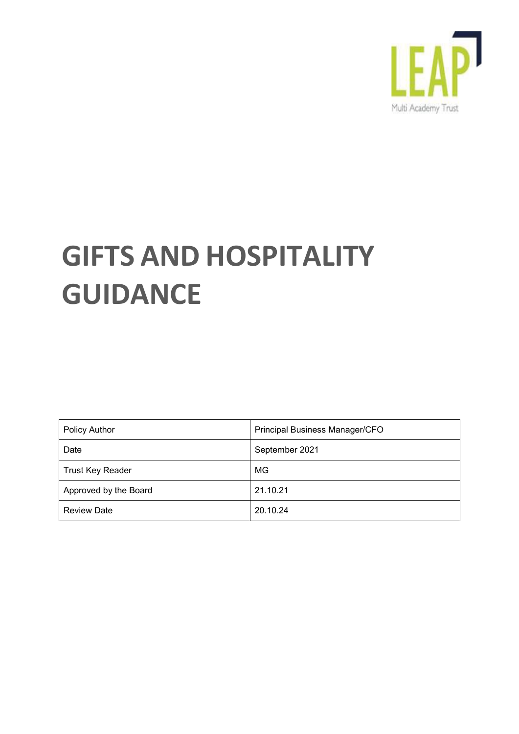LEAP

Multi Academy Trust

# GIFTS AND HOSPITALITY GUIDANCE

| Policy Author | Principal Business Manager/CFO |
|---|---|
| Date | September 2021 |
| Trust Key Reader | MG |
| Approved by the Board | 21.10.21 |
| Review Date | 20.10.24 |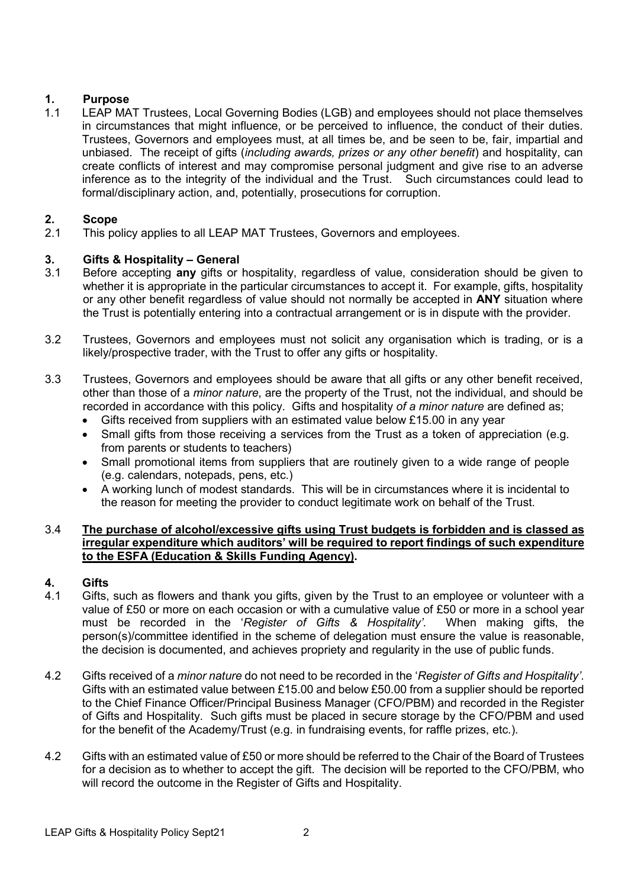## 1. Purpose

1.1 LEAP MAT Trustees, Local Governing Bodies (LGB) and employees should not place themselves in circumstances that might influence, or be perceived to influence, the conduct of their duties. Trustees, Governors and employees must, at all times be, and be seen to be, fair, impartial and unbiased. The receipt of gifts (*including awards, prizes or any other benefit*) and hospitality, can create conflicts of interest and may compromise personal judgment and give rise to an adverse inference as to the integrity of the individual and the Trust. Such circumstances could lead to formal/disciplinary action, and, potentially, prosecutions for corruption.

## 2. Scope

2.1 This policy applies to all LEAP MAT Trustees, Governors and employees.

## 3. Gifts & Hospitality – General

3.1 Before accepting **any** gifts or hospitality, regardless of value, consideration should be given to whether it is appropriate in the particular circumstances to accept it. For example, gifts, hospitality or any other benefit regardless of value should not normally be accepted in **ANY** situation where the Trust is potentially entering into a contractual arrangement or is in dispute with the provider.

3.2 Trustees, Governors and employees must not solicit any organisation which is trading, or is a likely/prospective trader, with the Trust to offer any gifts or hospitality.

3.3 Trustees, Governors and employees should be aware that all gifts or any other benefit received, other than those of a *minor nature*, are the property of the Trust, not the individual, and should be recorded in accordance with this policy. Gifts and hospitality *of a minor nature* are defined as;

- Gifts received from suppliers with an estimated value below £15.00 in any year
- Small gifts from those receiving a services from the Trust as a token of appreciation (e.g. from parents or students to teachers)
- Small promotional items from suppliers that are routinely given to a wide range of people (e.g. calendars, notepads, pens, etc.)
- A working lunch of modest standards. This will be in circumstances where it is incidental to the reason for meeting the provider to conduct legitimate work on behalf of the Trust.

3.4 **<u>The purchase of alcohol/excessive gifts using Trust budgets is forbidden and is classed as irregular expenditure which auditors' will be required to report findings of such expenditure to the ESFA (Education & Skills Funding Agency).</u>**

## 4. Gifts

4.1 Gifts, such as flowers and thank you gifts, given by the Trust to an employee or volunteer with a value of £50 or more on each occasion or with a cumulative value of £50 or more in a school year must be recorded in the '*Register of Gifts & Hospitality'*. When making gifts, the person(s)/committee identified in the scheme of delegation must ensure the value is reasonable, the decision is documented, and achieves propriety and regularity in the use of public funds.

4.2 Gifts received of a *minor nature* do not need to be recorded in the '*Register of Gifts and Hospitality'*. Gifts with an estimated value between £15.00 and below £50.00 from a supplier should be reported to the Chief Finance Officer/Principal Business Manager (CFO/PBM) and recorded in the Register of Gifts and Hospitality. Such gifts must be placed in secure storage by the CFO/PBM and used for the benefit of the Academy/Trust (e.g. in fundraising events, for raffle prizes, etc.).

4.2 Gifts with an estimated value of £50 or more should be referred to the Chair of the Board of Trustees for a decision as to whether to accept the gift. The decision will be reported to the CFO/PBM, who will record the outcome in the Register of Gifts and Hospitality.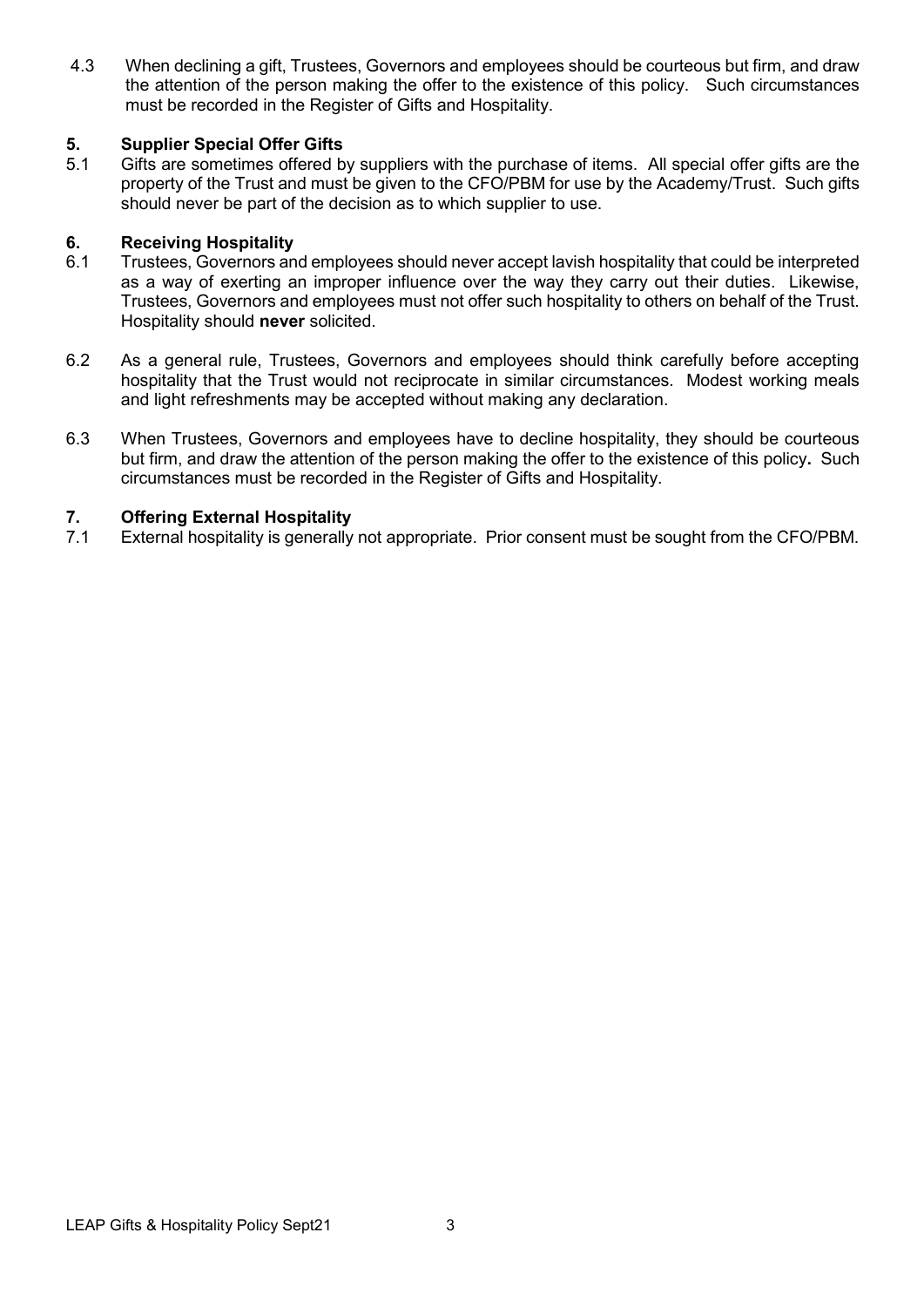4.3 When declining a gift, Trustees, Governors and employees should be courteous but firm, and draw the attention of the person making the offer to the existence of this policy. Such circumstances must be recorded in the Register of Gifts and Hospitality.

## 5. Supplier Special Offer Gifts

5.1 Gifts are sometimes offered by suppliers with the purchase of items. All special offer gifts are the property of the Trust and must be given to the CFO/PBM for use by the Academy/Trust. Such gifts should never be part of the decision as to which supplier to use.

## 6. Receiving Hospitality

6.1 Trustees, Governors and employees should never accept lavish hospitality that could be interpreted as a way of exerting an improper influence over the way they carry out their duties. Likewise, Trustees, Governors and employees must not offer such hospitality to others on behalf of the Trust. Hospitality should **never** solicited.

6.2 As a general rule, Trustees, Governors and employees should think carefully before accepting hospitality that the Trust would not reciprocate in similar circumstances. Modest working meals and light refreshments may be accepted without making any declaration.

6.3 When Trustees, Governors and employees have to decline hospitality, they should be courteous but firm, and draw the attention of the person making the offer to the existence of this policy**.** Such circumstances must be recorded in the Register of Gifts and Hospitality.

## 7. Offering External Hospitality

7.1 External hospitality is generally not appropriate. Prior consent must be sought from the CFO/PBM.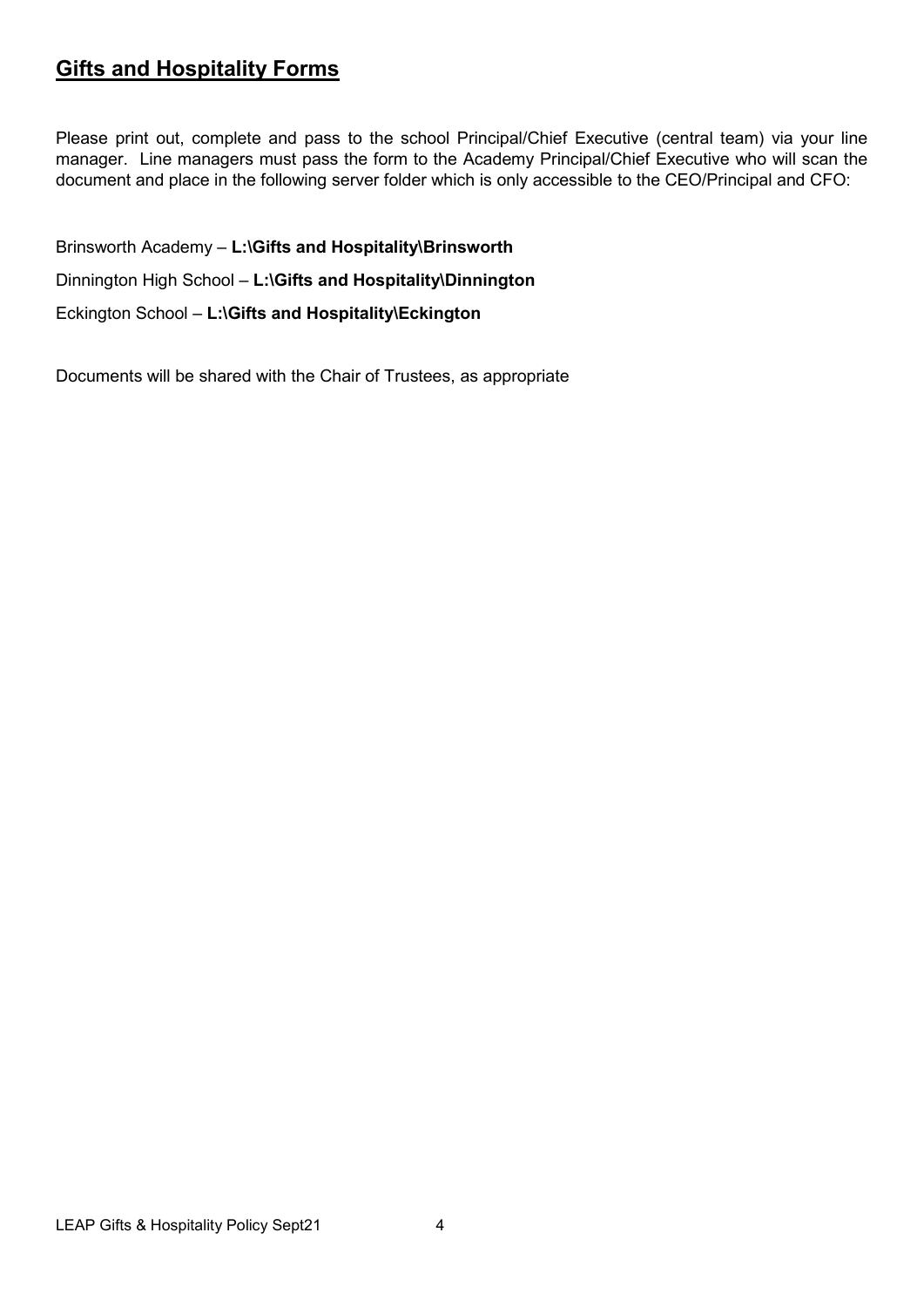## Gifts and Hospitality Forms

Please print out, complete and pass to the school Principal/Chief Executive (central team) via your line manager. Line managers must pass the form to the Academy Principal/Chief Executive who will scan the document and place in the following server folder which is only accessible to the CEO/Principal and CFO:

Brinsworth Academy – **L:\Gifts and Hospitality\Brinsworth**

Dinnington High School – **L:\Gifts and Hospitality\Dinnington**

Eckington School – **L:\Gifts and Hospitality\Eckington**

Documents will be shared with the Chair of Trustees, as appropriate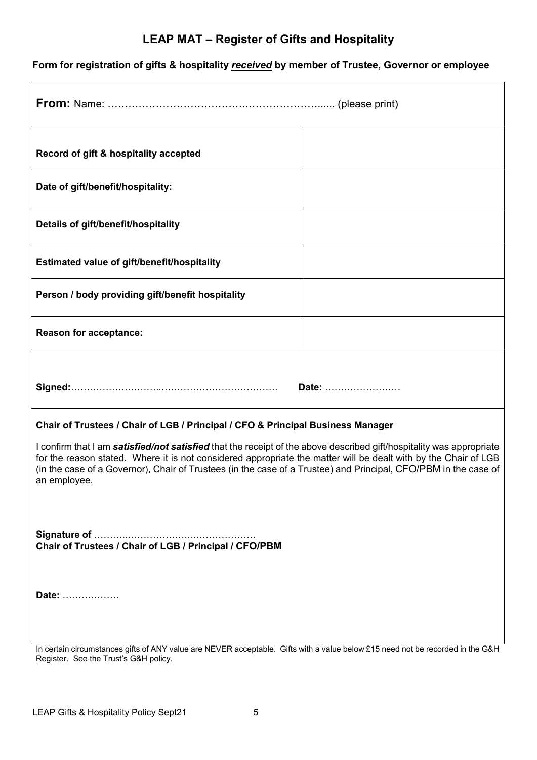# LEAP MAT – Register of Gifts and Hospitality

**Form for registration of gifts & hospitality *received* by member of Trustee, Governor or employee**

**From:** Name: ………………………………….…………………...... (please print)

| | |
|---|---|
| **Record of gift & hospitality accepted** | |
| **Date of gift/benefit/hospitality:** | |
| **Details of gift/benefit/hospitality** | |
| **Estimated value of gift/benefit/hospitality** | |
| **Person / body providing gift/benefit hospitality** | |
| **Reason for acceptance:** | |

**Signed:**………………………..……………………………… **Date:** ……………………

**Chair of Trustees / Chair of LGB / Principal / CFO & Principal Business Manager**

I confirm that I am ***satisfied/not satisfied*** that the receipt of the above described gift/hospitality was appropriate for the reason stated. Where it is not considered appropriate the matter will be dealt with by the Chair of LGB (in the case of a Governor), Chair of Trustees (in the case of a Trustee) and Principal, CFO/PBM in the case of an employee.

**Signature of** ………..………………..…………………
**Chair of Trustees / Chair of LGB / Principal / CFO/PBM**

**Date:** ………………

In certain circumstances gifts of ANY value are NEVER acceptable. Gifts with a value below £15 need not be recorded in the G&H Register. See the Trust's G&H policy.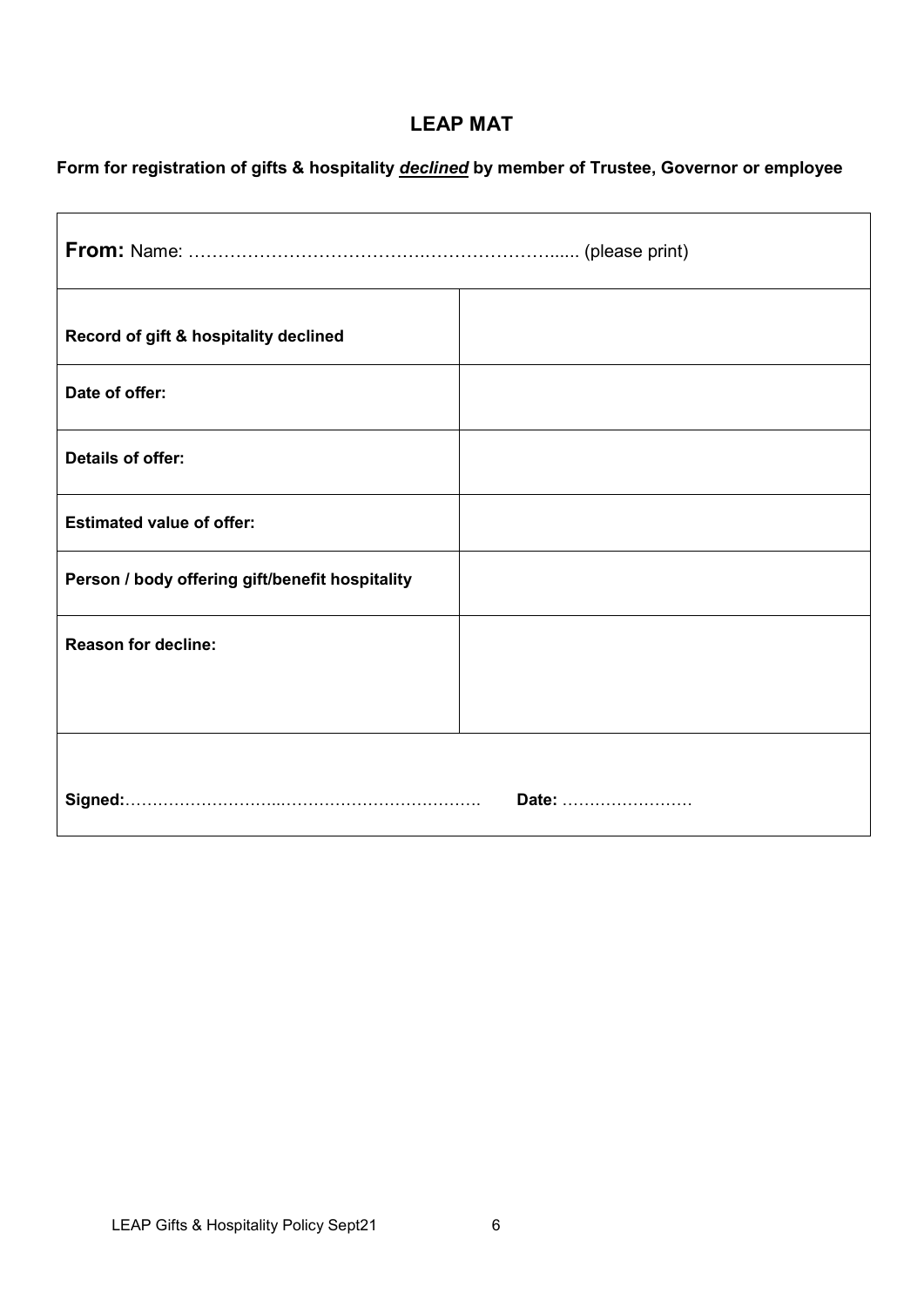## LEAP MAT

**Form for registration of gifts & hospitality *declined* by member of Trustee, Governor or employee**

**From:** Name: ……………………………….……………………...... (please print)

| | |
|---|---|
| **Record of gift & hospitality declined** | |
| **Date of offer:** | |
| **Details of offer:** | |
| **Estimated value of offer:** | |
| **Person / body offering gift/benefit hospitality** | |
| **Reason for decline:** | |

**Signed:**………………………..………………………………. **Date:** ……………………